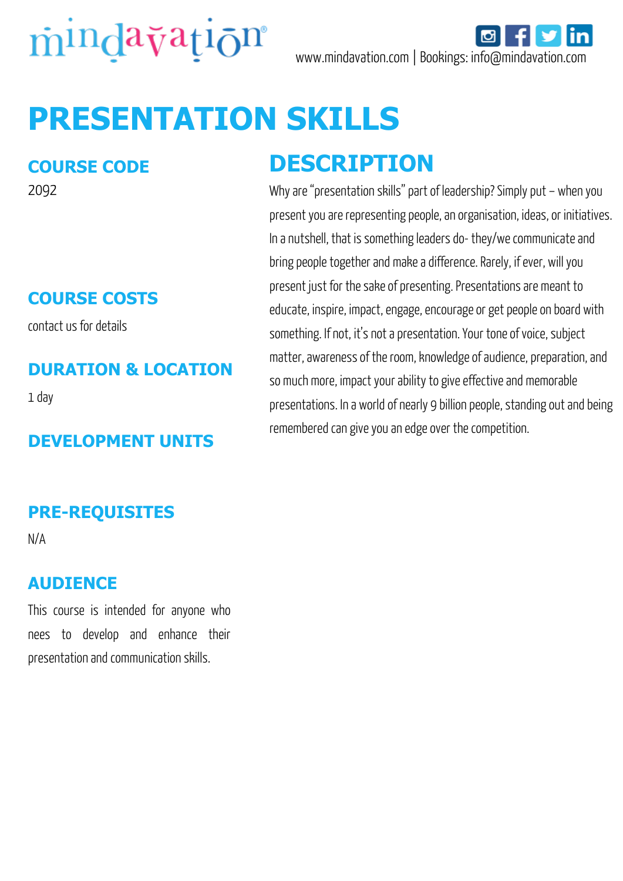mindavation®

www.mindavation.com | Bookings: info@mindavation.com

# PRESENTATION SKILLS

## COURSE CODE

2092

## COURSE COSTS

contact us for details

## DURATION & LOCATION

1 day

## DEVELOPMENT UNITS

## PRE-REQUISITES

N/A

## AUDIENCE

This course is intended for anyone who nees to develop and enhance their presentation and communication skills.

## DESCRIPTION

Why are "presentation skills" part of leadership? Simply put – when you present you are representing people, an organisation, ideas, or initiatives. In a nutshell, that is something leaders do- they/we communicate and bring people together and make a difference. Rarely, if ever, will you present just for the sake of presenting. Presentations are meant to educate, inspire, impact, engage, encourage or get people on board with something. If not, it's not a presentation. Your tone of voice, subject matter, awareness of the room, knowledge of audience, preparation, and so much more, impact your ability to give effective and memorable presentations. In a world of nearly 9 billion people, standing out and being remembered can give you an edge over the competition.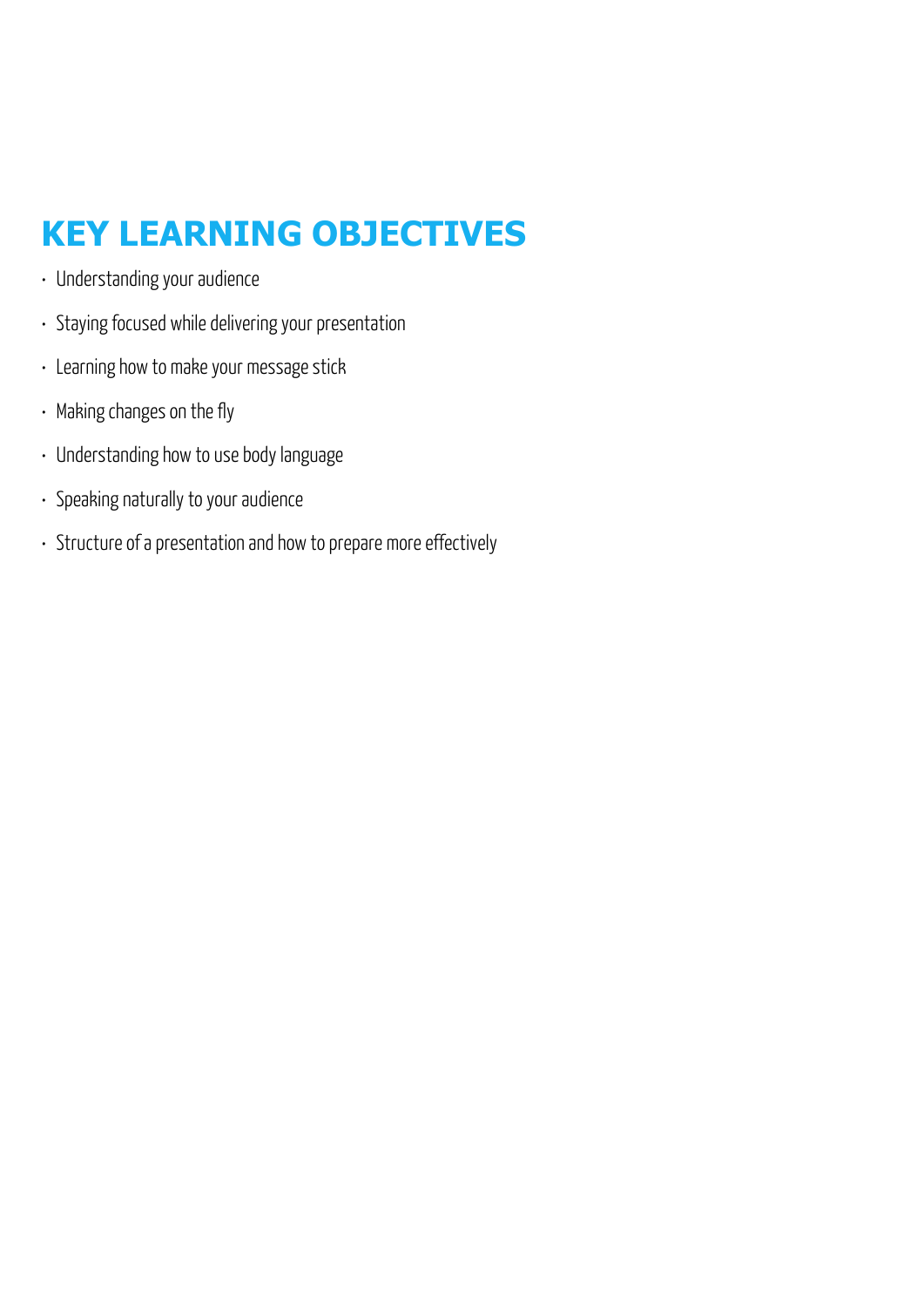## KEY LEARNING OBJECTIVES

- Understanding your audience
- Staying focused while delivering your presentation
- Learning how to make your message stick
- Making changes on the fly
- Understanding how to use body language
- Speaking naturally to your audience
- Structure of a presentation and how to prepare more effectively